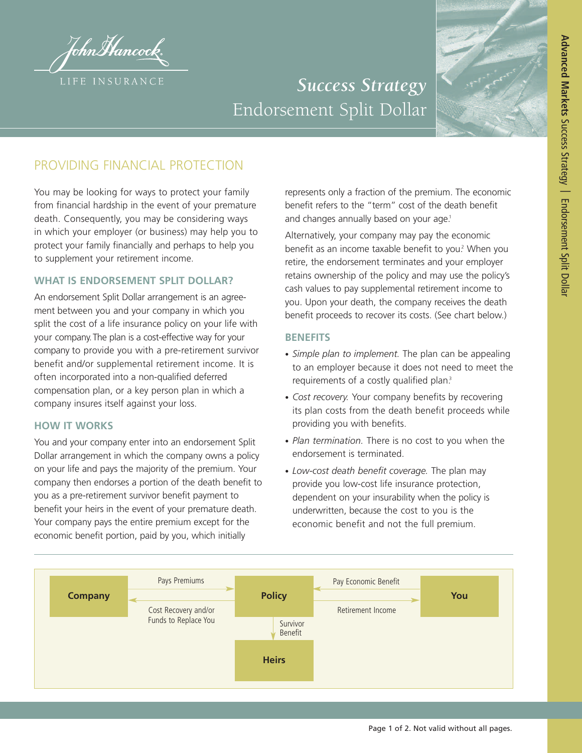John Hancock

LIFE INSURANCE

# *Success Strategy* Endorsement Split Dollar

## PROVIDING FINANCIAL PROTECTION

You may be looking for ways to protect your family from financial hardship in the event of your premature death. Consequently, you may be considering ways in which your employer (or business) may help you to protect your family financially and perhaps to help you to supplement your retirement income.

### WHAT IS ENDORSEMENT SPLIT DOLLAR?

An endorsement Split Dollar arrangement is an agreement between you and your company in which you split the cost of a life insurance policy on your life with your company. The plan is a cost-effective way for your company to provide you with a pre-retirement survivor benefit and/or supplemental retirement income. It is often incorporated into a non-qualified deferred compensation plan, or a key person plan in which a company insures itself against your loss.

### HOW IT WORKS

You and your company enter into an endorsement Split Dollar arrangement in which the company owns a policy on your life and pays the majority of the premium. Your company then endorses a portion of the death benefit to you as a pre-retirement survivor benefit payment to benefit your heirs in the event of your premature death. Your company pays the entire premium except for the economic benefit portion, paid by you, which initially represents only a fraction of the premium. The economic benefit refers to the "term" cost of the death benefit and changes annually based on your age.[1]

Alternatively, your company may pay the economic benefit as an income taxable benefit to you.[2] When you retire, the endorsement terminates and your employer retains ownership of the policy and may use the policy's cash values to pay supplemental retirement income to you. Upon your death, the company receives the death benefit proceeds to recover its costs. (See chart below.)

### BENEFITS

- *Simple plan to implement.* The plan can be appealing to an employer because it does not need to meet the requirements of a costly qualified plan.[3]
- *Cost recovery.* Your company benefits by recovering its plan costs from the death benefit proceeds while providing you with benefits.
- *Plan termination.* There is no cost to you when the endorsement is terminated.
- *Low-cost death benefit coverage.* The plan may provide you low-cost life insurance protection, dependent on your insurability when the policy is underwritten, because the cost to you is the economic benefit and not the full premium.

| From | Flow | To |
|---|---|---|
| Company | Pays Premiums | Policy |
| Policy | Cost Recovery and/or Funds to Replace You | Company |
| You | Pay Economic Benefit | Policy |
| Policy | Retirement Income | You |
| Policy | Survivor Benefit | Heirs |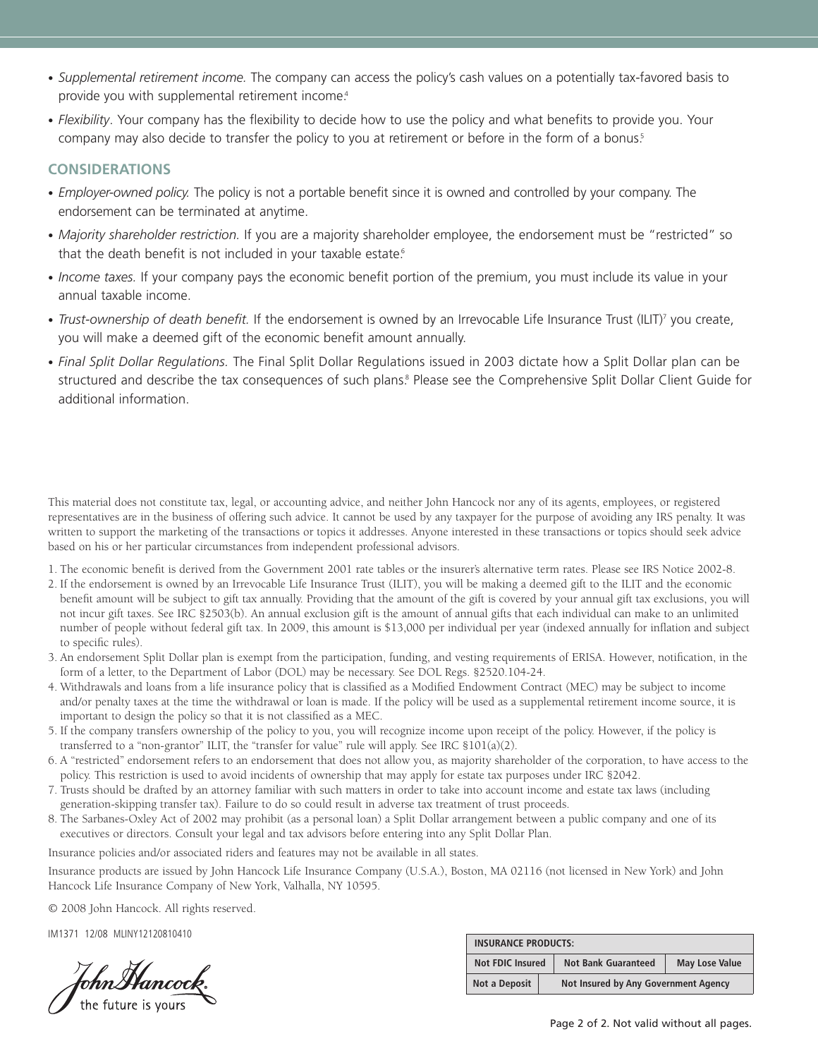- *Supplemental retirement income.* The company can access the policy's cash values on a potentially tax-favored basis to provide you with supplemental retirement income.[4]
- *Flexibility*. Your company has the flexibility to decide how to use the policy and what benefits to provide you. Your company may also decide to transfer the policy to you at retirement or before in the form of a bonus.[5]

## CONSIDERATIONS

- *Employer-owned policy.* The policy is not a portable benefit since it is owned and controlled by your company. The endorsement can be terminated at anytime.
- *Majority shareholder restriction.* If you are a majority shareholder employee, the endorsement must be "restricted" so that the death benefit is not included in your taxable estate.[6]
- *Income taxes.* If your company pays the economic benefit portion of the premium, you must include its value in your annual taxable income.
- *Trust-ownership of death benefit.* If the endorsement is owned by an Irrevocable Life Insurance Trust (ILIT)[7] you create, you will make a deemed gift of the economic benefit amount annually.
- *Final Split Dollar Regulations.* The Final Split Dollar Regulations issued in 2003 dictate how a Split Dollar plan can be structured and describe the tax consequences of such plans.[8] Please see the Comprehensive Split Dollar Client Guide for additional information.

This material does not constitute tax, legal, or accounting advice, and neither John Hancock nor any of its agents, employees, or registered representatives are in the business of offering such advice. It cannot be used by any taxpayer for the purpose of avoiding any IRS penalty. It was written to support the marketing of the transactions or topics it addresses. Anyone interested in these transactions or topics should seek advice based on his or her particular circumstances from independent professional advisors.

1. The economic benefit is derived from the Government 2001 rate tables or the insurer's alternative term rates. Please see IRS Notice 2002-8.
2. If the endorsement is owned by an Irrevocable Life Insurance Trust (ILIT), you will be making a deemed gift to the ILIT and the economic benefit amount will be subject to gift tax annually. Providing that the amount of the gift is covered by your annual gift tax exclusions, you will not incur gift taxes. See IRC §2503(b). An annual exclusion gift is the amount of annual gifts that each individual can make to an unlimited number of people without federal gift tax. In 2009, this amount is $13,000 per individual per year (indexed annually for inflation and subject to specific rules).
3. An endorsement Split Dollar plan is exempt from the participation, funding, and vesting requirements of ERISA. However, notification, in the form of a letter, to the Department of Labor (DOL) may be necessary. See DOL Regs. §2520.104-24.
4. Withdrawals and loans from a life insurance policy that is classified as a Modified Endowment Contract (MEC) may be subject to income and/or penalty taxes at the time the withdrawal or loan is made. If the policy will be used as a supplemental retirement income source, it is important to design the policy so that it is not classified as a MEC.
5. If the company transfers ownership of the policy to you, you will recognize income upon receipt of the policy. However, if the policy is transferred to a "non-grantor" ILIT, the "transfer for value" rule will apply. See IRC §101(a)(2).
6. A "restricted" endorsement refers to an endorsement that does not allow you, as majority shareholder of the corporation, to have access to the policy. This restriction is used to avoid incidents of ownership that may apply for estate tax purposes under IRC §2042.
7. Trusts should be drafted by an attorney familiar with such matters in order to take into account income and estate tax laws (including generation-skipping transfer tax). Failure to do so could result in adverse tax treatment of trust proceeds.
8. The Sarbanes-Oxley Act of 2002 may prohibit (as a personal loan) a Split Dollar arrangement between a public company and one of its executives or directors. Consult your legal and tax advisors before entering into any Split Dollar Plan.

Insurance policies and/or associated riders and features may not be available in all states.

Insurance products are issued by John Hancock Life Insurance Company (U.S.A.), Boston, MA 02116 (not licensed in New York) and John Hancock Life Insurance Company of New York, Valhalla, NY 10595.

© 2008 John Hancock. All rights reserved.

IM1371 12/08 MLINY12120810410

John Hancock. the future is yours

| INSURANCE PRODUCTS: | | |
|---|---|---|
| Not FDIC Insured | Not Bank Guaranteed | May Lose Value |
| Not a Deposit | Not Insured by Any Government Agency | |